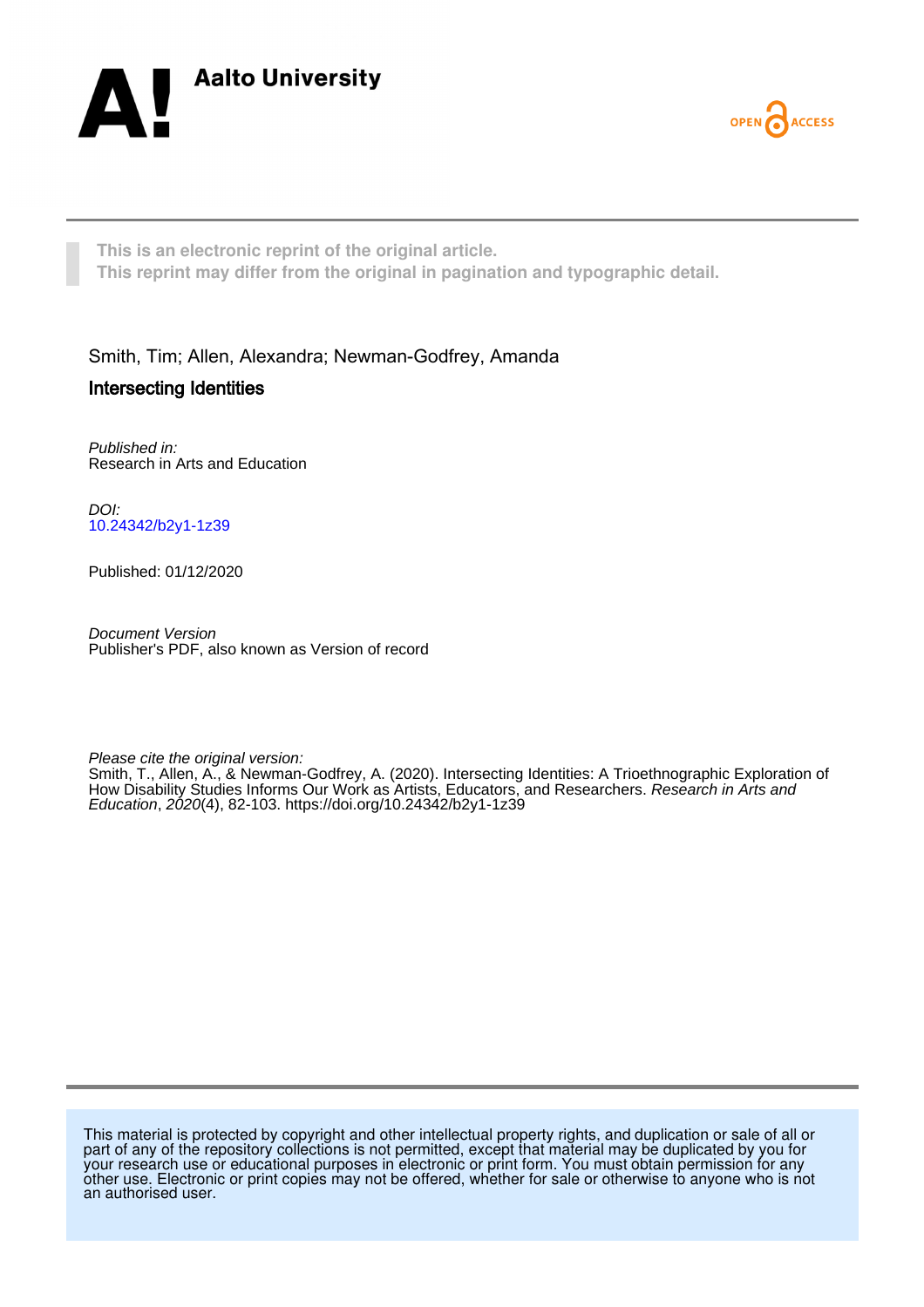Aalto University

OPEN ACCESS

This is an electronic reprint of the original article.
This reprint may differ from the original in pagination and typographic detail.

Smith, Tim; Allen, Alexandra; Newman-Godfrey, Amanda

**Intersecting Identities**

*Published in:*
Research in Arts and Education

*DOI:*
10.24342/b2y1-1z39

Published: 01/12/2020

*Document Version*
Publisher's PDF, also known as Version of record

*Please cite the original version:*
Smith, T., Allen, A., & Newman-Godfrey, A. (2020). Intersecting Identities: A Trioethnographic Exploration of How Disability Studies Informs Our Work as Artists, Educators, and Researchers. *Research in Arts and Education*, *2020*(4), 82-103. https://doi.org/10.24342/b2y1-1z39

This material is protected by copyright and other intellectual property rights, and duplication or sale of all or part of any of the repository collections is not permitted, except that material may be duplicated by you for your research use or educational purposes in electronic or print form. You must obtain permission for any other use. Electronic or print copies may not be offered, whether for sale or otherwise to anyone who is not an authorised user.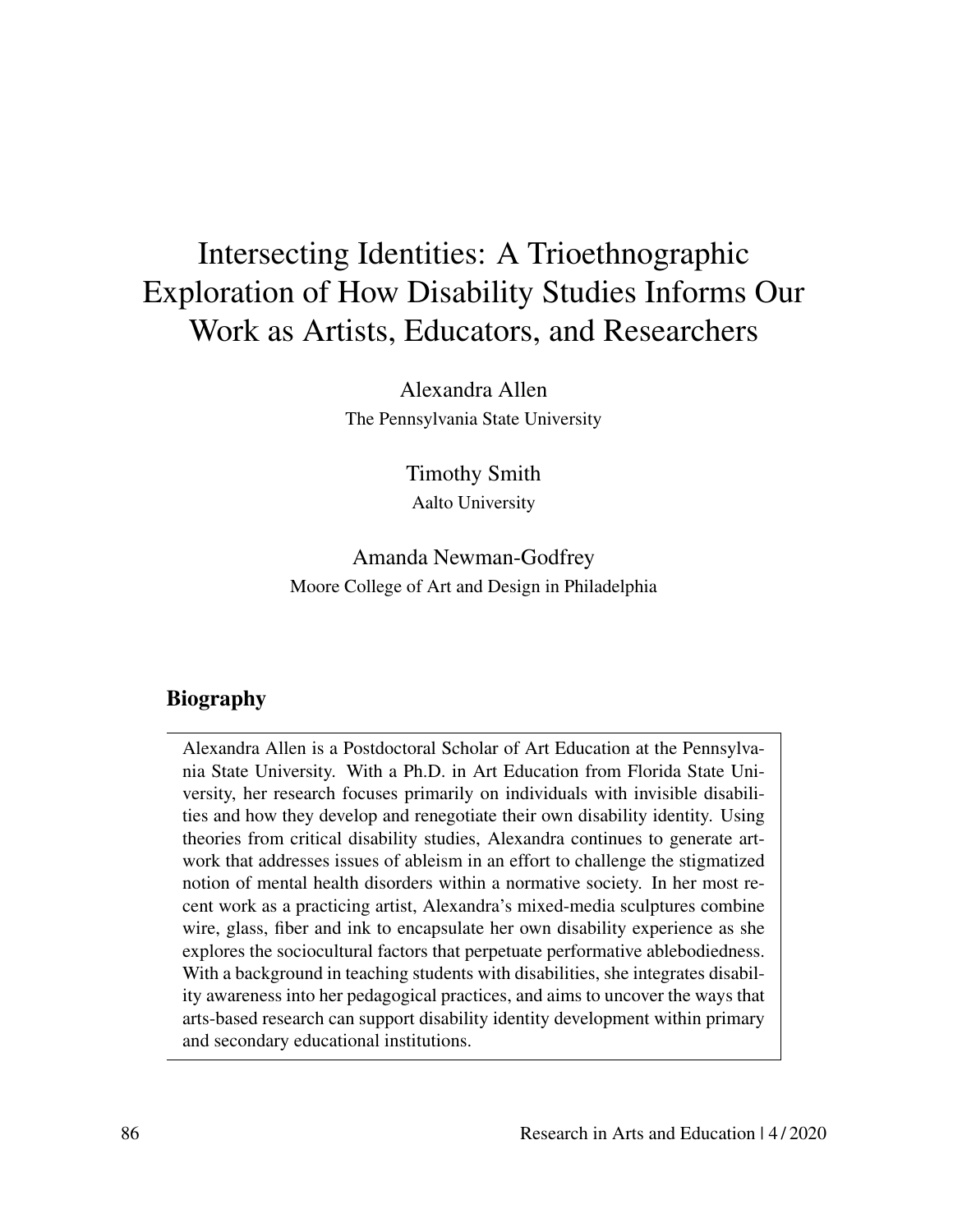# Intersecting Identities: A Trioethnographic Exploration of How Disability Studies Informs Our Work as Artists, Educators, and Researchers

Alexandra Allen
The Pennsylvania State University

Timothy Smith
Aalto University

Amanda Newman-Godfrey
Moore College of Art and Design in Philadelphia

## Biography

Alexandra Allen is a Postdoctoral Scholar of Art Education at the Pennsylvania State University. With a Ph.D. in Art Education from Florida State University, her research focuses primarily on individuals with invisible disabilities and how they develop and renegotiate their own disability identity. Using theories from critical disability studies, Alexandra continues to generate artwork that addresses issues of ableism in an effort to challenge the stigmatized notion of mental health disorders within a normative society. In her most recent work as a practicing artist, Alexandra's mixed-media sculptures combine wire, glass, fiber and ink to encapsulate her own disability experience as she explores the sociocultural factors that perpetuate performative ablebodiedness. With a background in teaching students with disabilities, she integrates disability awareness into her pedagogical practices, and aims to uncover the ways that arts-based research can support disability identity development within primary and secondary educational institutions.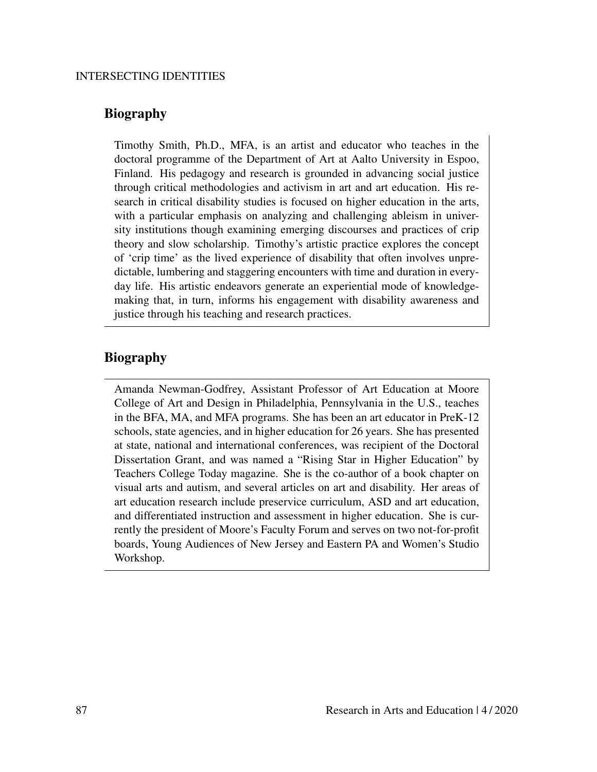## Biography

Timothy Smith, Ph.D., MFA, is an artist and educator who teaches in the doctoral programme of the Department of Art at Aalto University in Espoo, Finland. His pedagogy and research is grounded in advancing social justice through critical methodologies and activism in art and art education. His research in critical disability studies is focused on higher education in the arts, with a particular emphasis on analyzing and challenging ableism in university institutions though examining emerging discourses and practices of crip theory and slow scholarship. Timothy's artistic practice explores the concept of 'crip time' as the lived experience of disability that often involves unpredictable, lumbering and staggering encounters with time and duration in everyday life. His artistic endeavors generate an experiential mode of knowledge-making that, in turn, informs his engagement with disability awareness and justice through his teaching and research practices.

## Biography

Amanda Newman-Godfrey, Assistant Professor of Art Education at Moore College of Art and Design in Philadelphia, Pennsylvania in the U.S., teaches in the BFA, MA, and MFA programs. She has been an art educator in PreK-12 schools, state agencies, and in higher education for 26 years. She has presented at state, national and international conferences, was recipient of the Doctoral Dissertation Grant, and was named a "Rising Star in Higher Education" by Teachers College Today magazine. She is the co-author of a book chapter on visual arts and autism, and several articles on art and disability. Her areas of art education research include preservice curriculum, ASD and art education, and differentiated instruction and assessment in higher education. She is currently the president of Moore's Faculty Forum and serves on two not-for-profit boards, Young Audiences of New Jersey and Eastern PA and Women's Studio Workshop.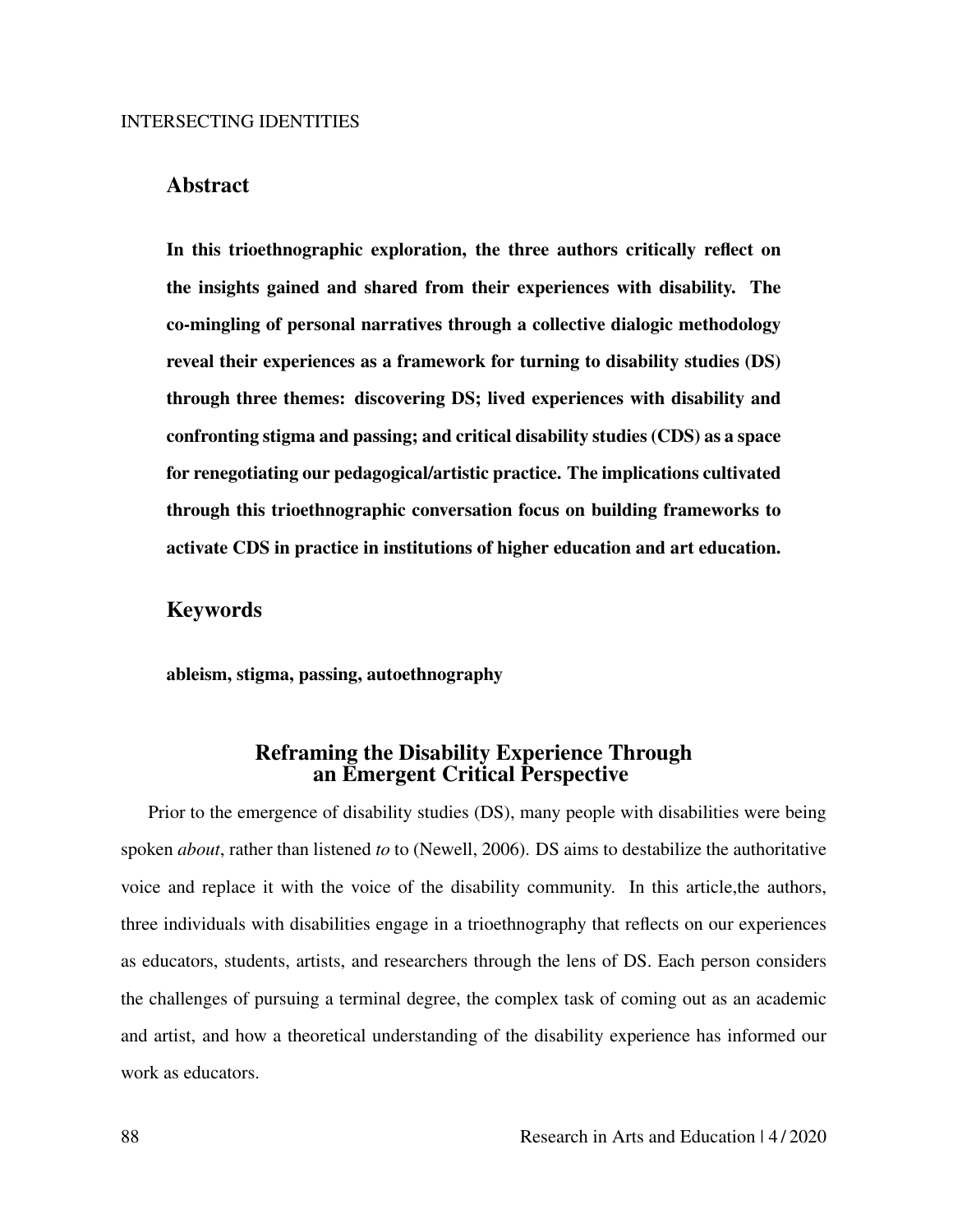## Abstract

**In this trioethnographic exploration, the three authors critically reflect on the insights gained and shared from their experiences with disability. The co-mingling of personal narratives through a collective dialogic methodology reveal their experiences as a framework for turning to disability studies (DS) through three themes: discovering DS; lived experiences with disability and confronting stigma and passing; and critical disability studies (CDS) as a space for renegotiating our pedagogical/artistic practice. The implications cultivated through this trioethnographic conversation focus on building frameworks to activate CDS in practice in institutions of higher education and art education.**

## Keywords

**ableism, stigma, passing, autoethnography**

### Reframing the Disability Experience Through an Emergent Critical Perspective

Prior to the emergence of disability studies (DS), many people with disabilities were being spoken *about*, rather than listened *to* to (Newell, 2006). DS aims to destabilize the authoritative voice and replace it with the voice of the disability community. In this article,the authors, three individuals with disabilities engage in a trioethnography that reflects on our experiences as educators, students, artists, and researchers through the lens of DS. Each person considers the challenges of pursuing a terminal degree, the complex task of coming out as an academic and artist, and how a theoretical understanding of the disability experience has informed our work as educators.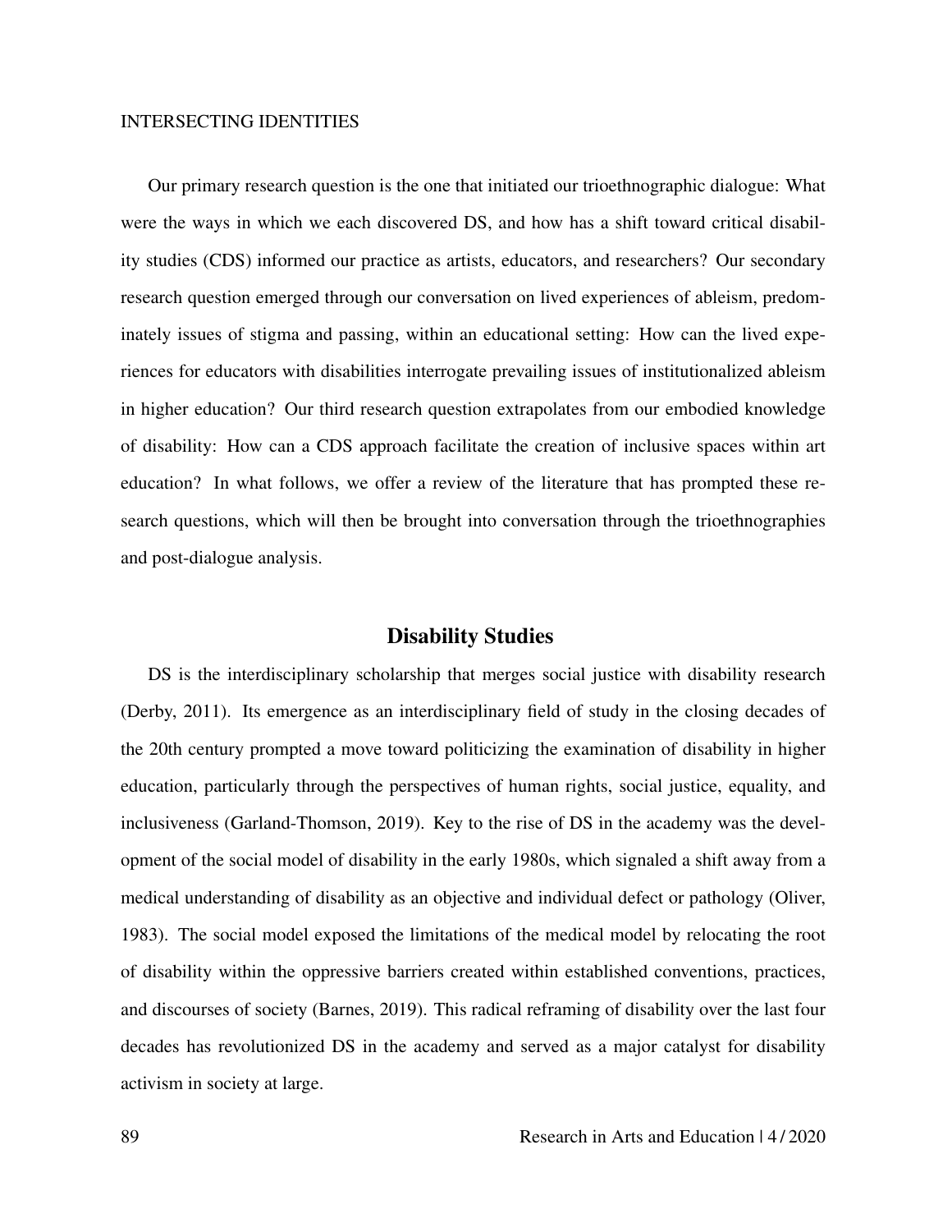Our primary research question is the one that initiated our trioethnographic dialogue: What were the ways in which we each discovered DS, and how has a shift toward critical disability studies (CDS) informed our practice as artists, educators, and researchers? Our secondary research question emerged through our conversation on lived experiences of ableism, predominately issues of stigma and passing, within an educational setting: How can the lived experiences for educators with disabilities interrogate prevailing issues of institutionalized ableism in higher education? Our third research question extrapolates from our embodied knowledge of disability: How can a CDS approach facilitate the creation of inclusive spaces within art education? In what follows, we offer a review of the literature that has prompted these research questions, which will then be brought into conversation through the trioethnographies and post-dialogue analysis.

## Disability Studies

DS is the interdisciplinary scholarship that merges social justice with disability research (Derby, 2011). Its emergence as an interdisciplinary field of study in the closing decades of the 20th century prompted a move toward politicizing the examination of disability in higher education, particularly through the perspectives of human rights, social justice, equality, and inclusiveness (Garland-Thomson, 2019). Key to the rise of DS in the academy was the development of the social model of disability in the early 1980s, which signaled a shift away from a medical understanding of disability as an objective and individual defect or pathology (Oliver, 1983). The social model exposed the limitations of the medical model by relocating the root of disability within the oppressive barriers created within established conventions, practices, and discourses of society (Barnes, 2019). This radical reframing of disability over the last four decades has revolutionized DS in the academy and served as a major catalyst for disability activism in society at large.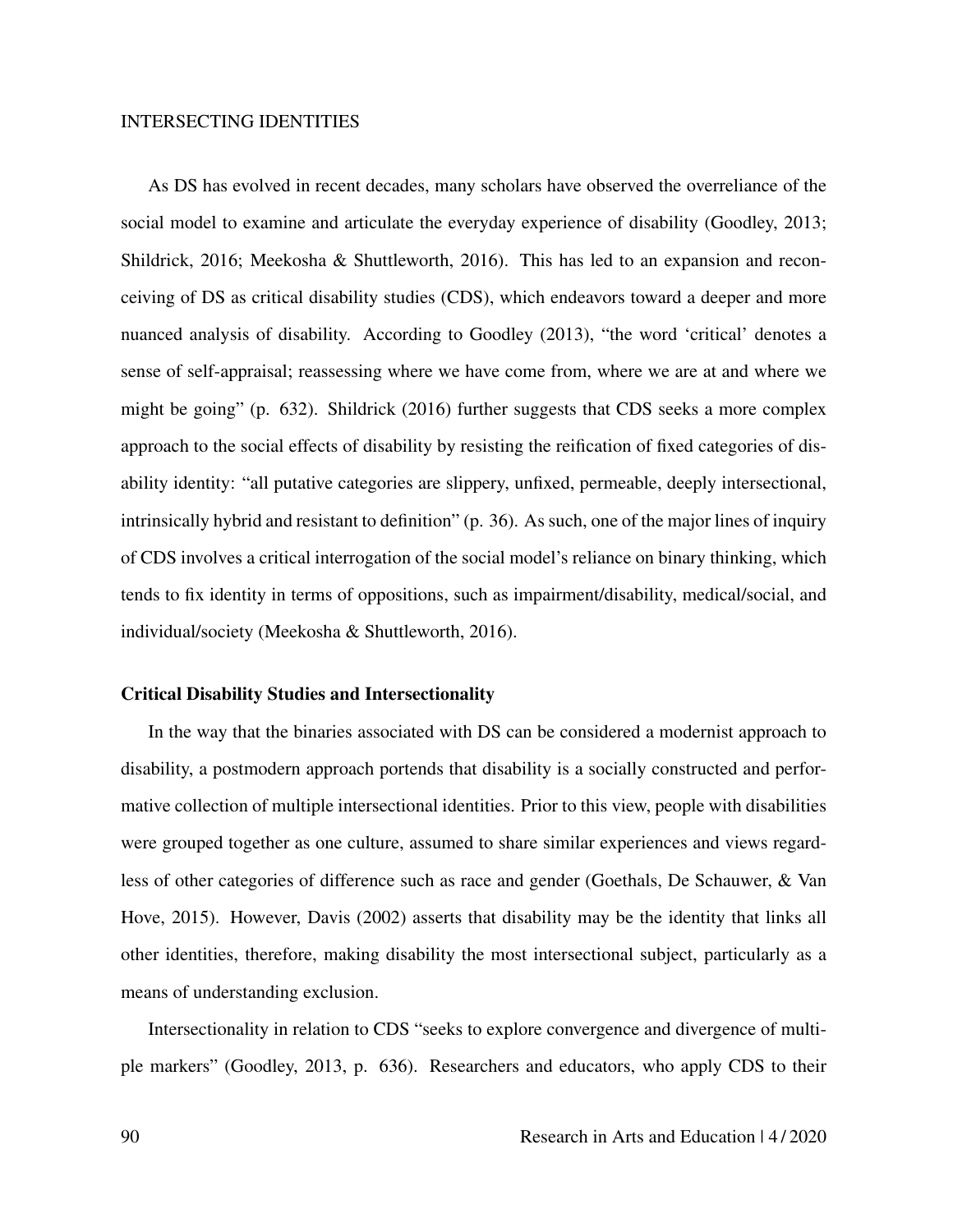As DS has evolved in recent decades, many scholars have observed the overreliance of the social model to examine and articulate the everyday experience of disability (Goodley, 2013; Shildrick, 2016; Meekosha & Shuttleworth, 2016). This has led to an expansion and reconceiving of DS as critical disability studies (CDS), which endeavors toward a deeper and more nuanced analysis of disability. According to Goodley (2013), "the word 'critical' denotes a sense of self-appraisal; reassessing where we have come from, where we are at and where we might be going" (p. 632). Shildrick (2016) further suggests that CDS seeks a more complex approach to the social effects of disability by resisting the reification of fixed categories of disability identity: "all putative categories are slippery, unfixed, permeable, deeply intersectional, intrinsically hybrid and resistant to definition" (p. 36). As such, one of the major lines of inquiry of CDS involves a critical interrogation of the social model's reliance on binary thinking, which tends to fix identity in terms of oppositions, such as impairment/disability, medical/social, and individual/society (Meekosha & Shuttleworth, 2016).

### Critical Disability Studies and Intersectionality

In the way that the binaries associated with DS can be considered a modernist approach to disability, a postmodern approach portends that disability is a socially constructed and performative collection of multiple intersectional identities. Prior to this view, people with disabilities were grouped together as one culture, assumed to share similar experiences and views regardless of other categories of difference such as race and gender (Goethals, De Schauwer, & Van Hove, 2015). However, Davis (2002) asserts that disability may be the identity that links all other identities, therefore, making disability the most intersectional subject, particularly as a means of understanding exclusion.

Intersectionality in relation to CDS "seeks to explore convergence and divergence of multiple markers" (Goodley, 2013, p. 636). Researchers and educators, who apply CDS to their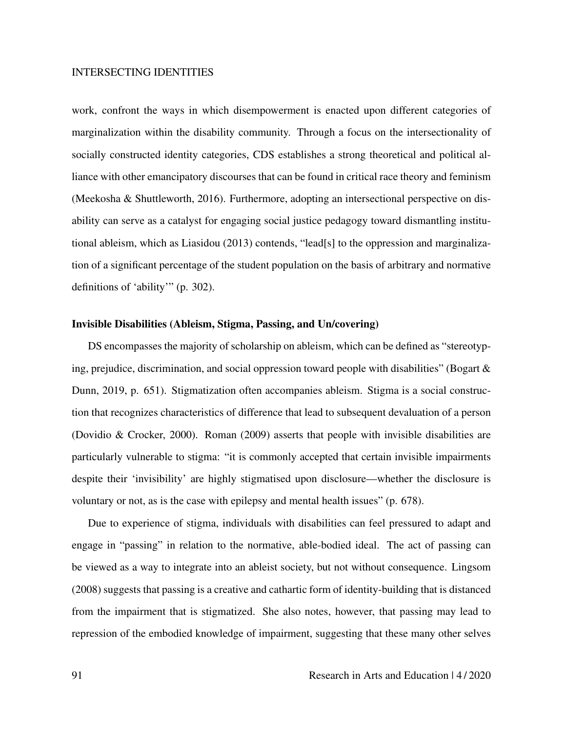work, confront the ways in which disempowerment is enacted upon different categories of marginalization within the disability community. Through a focus on the intersectionality of socially constructed identity categories, CDS establishes a strong theoretical and political alliance with other emancipatory discourses that can be found in critical race theory and feminism (Meekosha & Shuttleworth, 2016). Furthermore, adopting an intersectional perspective on disability can serve as a catalyst for engaging social justice pedagogy toward dismantling institutional ableism, which as Liasidou (2013) contends, "lead[s] to the oppression and marginalization of a significant percentage of the student population on the basis of arbitrary and normative definitions of 'ability'" (p. 302).

### Invisible Disabilities (Ableism, Stigma, Passing, and Un/covering)

DS encompasses the majority of scholarship on ableism, which can be defined as "stereotyping, prejudice, discrimination, and social oppression toward people with disabilities" (Bogart & Dunn, 2019, p. 651). Stigmatization often accompanies ableism. Stigma is a social construction that recognizes characteristics of difference that lead to subsequent devaluation of a person (Dovidio & Crocker, 2000). Roman (2009) asserts that people with invisible disabilities are particularly vulnerable to stigma: "it is commonly accepted that certain invisible impairments despite their 'invisibility' are highly stigmatised upon disclosure—whether the disclosure is voluntary or not, as is the case with epilepsy and mental health issues" (p. 678).

Due to experience of stigma, individuals with disabilities can feel pressured to adapt and engage in "passing" in relation to the normative, able-bodied ideal. The act of passing can be viewed as a way to integrate into an ableist society, but not without consequence. Lingsom (2008) suggests that passing is a creative and cathartic form of identity-building that is distanced from the impairment that is stigmatized. She also notes, however, that passing may lead to repression of the embodied knowledge of impairment, suggesting that these many other selves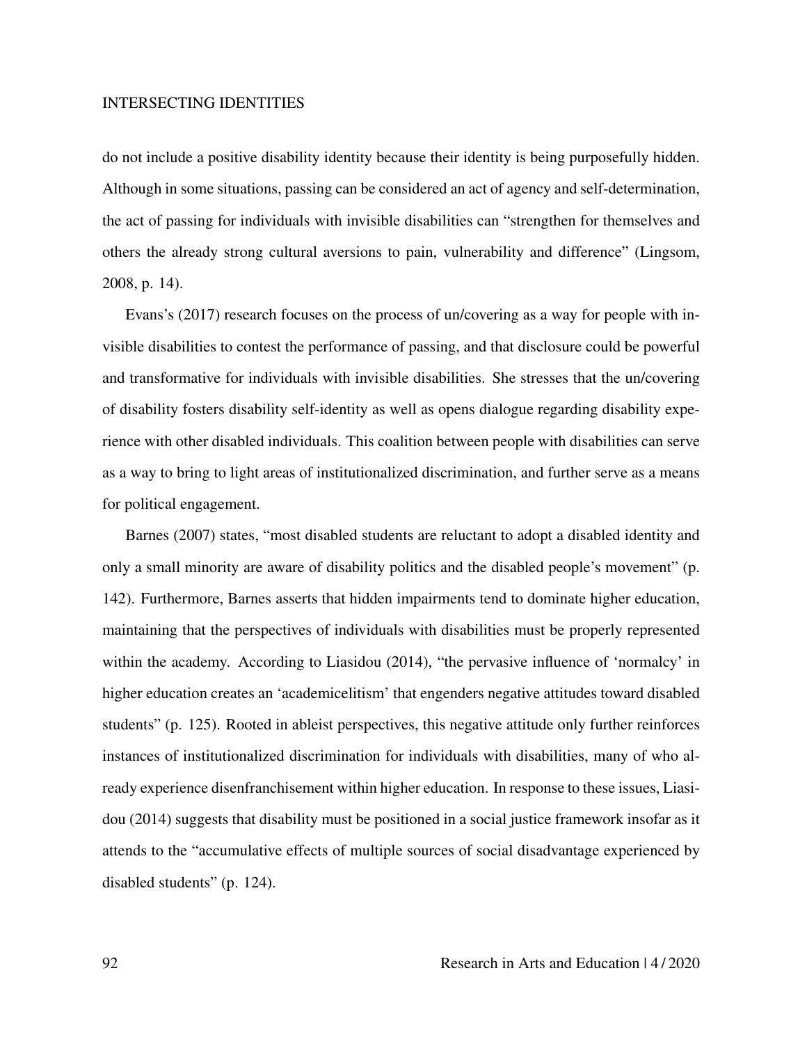do not include a positive disability identity because their identity is being purposefully hidden. Although in some situations, passing can be considered an act of agency and self-determination, the act of passing for individuals with invisible disabilities can "strengthen for themselves and others the already strong cultural aversions to pain, vulnerability and difference" (Lingsom, 2008, p. 14).

Evans's (2017) research focuses on the process of un/covering as a way for people with invisible disabilities to contest the performance of passing, and that disclosure could be powerful and transformative for individuals with invisible disabilities. She stresses that the un/covering of disability fosters disability self-identity as well as opens dialogue regarding disability experience with other disabled individuals. This coalition between people with disabilities can serve as a way to bring to light areas of institutionalized discrimination, and further serve as a means for political engagement.

Barnes (2007) states, "most disabled students are reluctant to adopt a disabled identity and only a small minority are aware of disability politics and the disabled people's movement" (p. 142). Furthermore, Barnes asserts that hidden impairments tend to dominate higher education, maintaining that the perspectives of individuals with disabilities must be properly represented within the academy. According to Liasidou (2014), "the pervasive influence of 'normalcy' in higher education creates an 'academicelitism' that engenders negative attitudes toward disabled students" (p. 125). Rooted in ableist perspectives, this negative attitude only further reinforces instances of institutionalized discrimination for individuals with disabilities, many of who already experience disenfranchisement within higher education. In response to these issues, Liasidou (2014) suggests that disability must be positioned in a social justice framework insofar as it attends to the "accumulative effects of multiple sources of social disadvantage experienced by disabled students" (p. 124).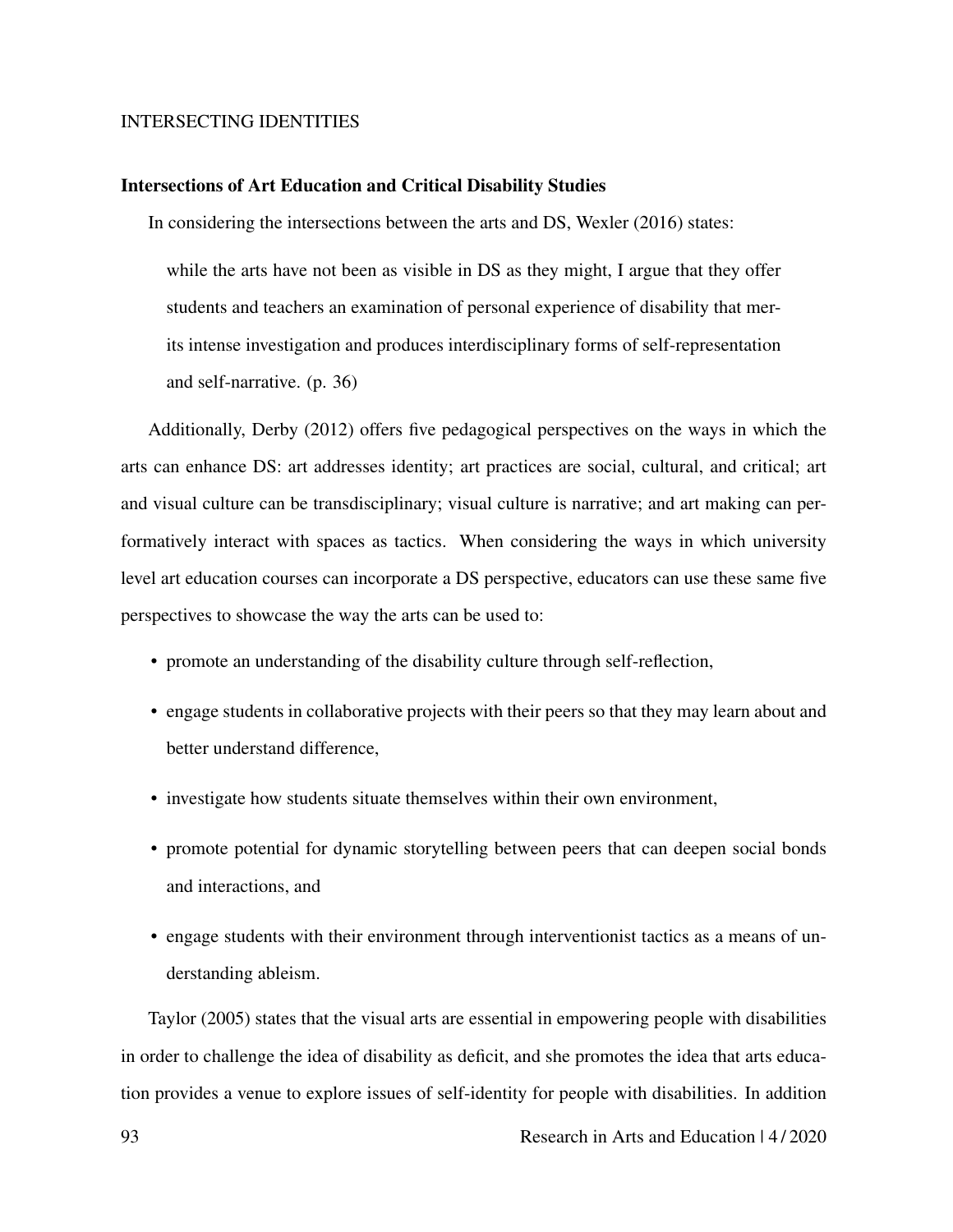## Intersections of Art Education and Critical Disability Studies

In considering the intersections between the arts and DS, Wexler (2016) states:

> while the arts have not been as visible in DS as they might, I argue that they offer students and teachers an examination of personal experience of disability that merits intense investigation and produces interdisciplinary forms of self-representation and self-narrative. (p. 36)

Additionally, Derby (2012) offers five pedagogical perspectives on the ways in which the arts can enhance DS: art addresses identity; art practices are social, cultural, and critical; art and visual culture can be transdisciplinary; visual culture is narrative; and art making can performatively interact with spaces as tactics. When considering the ways in which university level art education courses can incorporate a DS perspective, educators can use these same five perspectives to showcase the way the arts can be used to:

- promote an understanding of the disability culture through self-reflection,
- engage students in collaborative projects with their peers so that they may learn about and better understand difference,
- investigate how students situate themselves within their own environment,
- promote potential for dynamic storytelling between peers that can deepen social bonds and interactions, and
- engage students with their environment through interventionist tactics as a means of understanding ableism.

Taylor (2005) states that the visual arts are essential in empowering people with disabilities in order to challenge the idea of disability as deficit, and she promotes the idea that arts education provides a venue to explore issues of self-identity for people with disabilities. In addition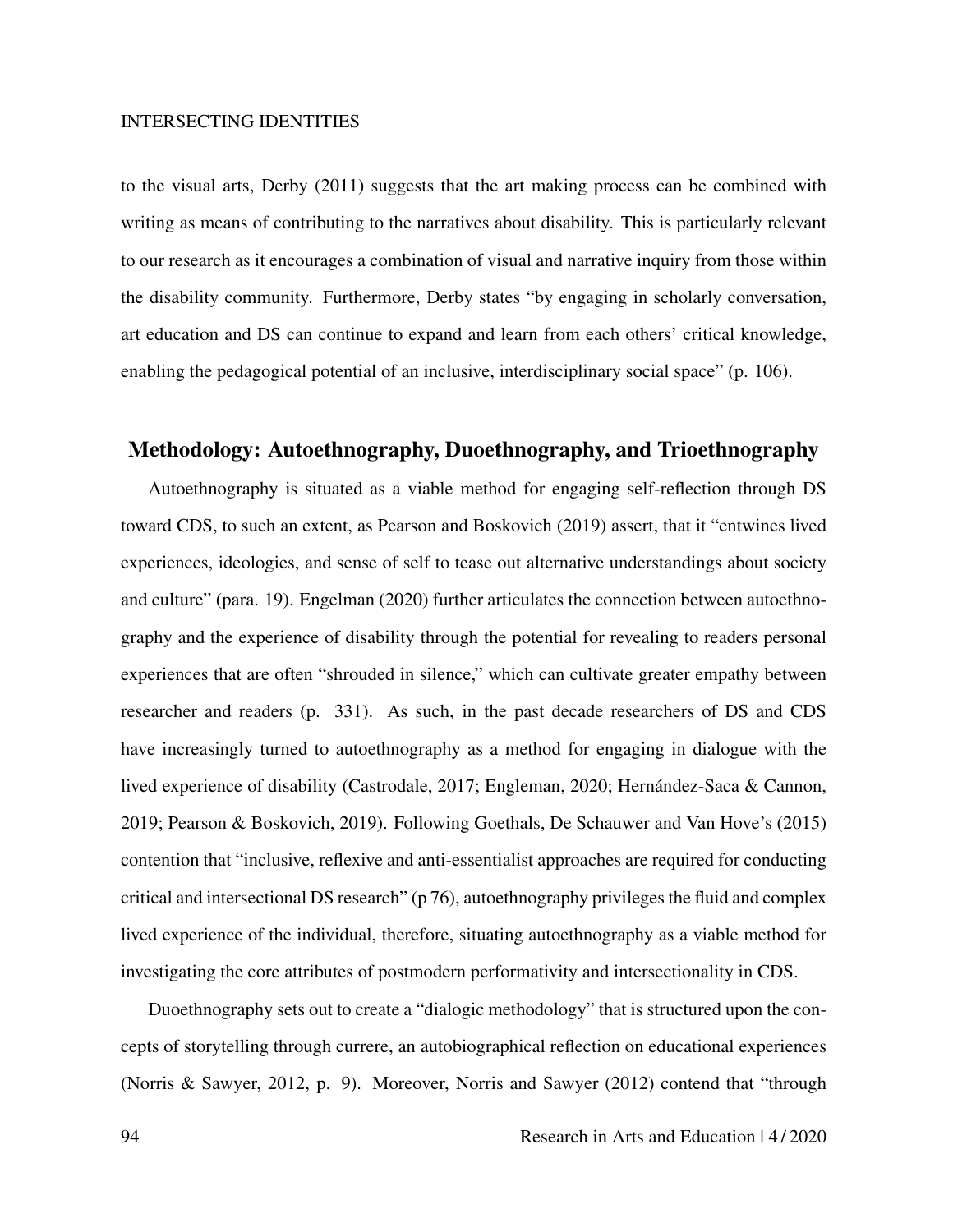to the visual arts, Derby (2011) suggests that the art making process can be combined with writing as means of contributing to the narratives about disability. This is particularly relevant to our research as it encourages a combination of visual and narrative inquiry from those within the disability community. Furthermore, Derby states "by engaging in scholarly conversation, art education and DS can continue to expand and learn from each others' critical knowledge, enabling the pedagogical potential of an inclusive, interdisciplinary social space" (p. 106).

## Methodology: Autoethnography, Duoethnography, and Trioethnography

Autoethnography is situated as a viable method for engaging self-reflection through DS toward CDS, to such an extent, as Pearson and Boskovich (2019) assert, that it "entwines lived experiences, ideologies, and sense of self to tease out alternative understandings about society and culture" (para. 19). Engelman (2020) further articulates the connection between autoethnography and the experience of disability through the potential for revealing to readers personal experiences that are often "shrouded in silence," which can cultivate greater empathy between researcher and readers (p. 331). As such, in the past decade researchers of DS and CDS have increasingly turned to autoethnography as a method for engaging in dialogue with the lived experience of disability (Castrodale, 2017; Engleman, 2020; Hernández-Saca & Cannon, 2019; Pearson & Boskovich, 2019). Following Goethals, De Schauwer and Van Hove's (2015) contention that "inclusive, reflexive and anti-essentialist approaches are required for conducting critical and intersectional DS research" (p 76), autoethnography privileges the fluid and complex lived experience of the individual, therefore, situating autoethnography as a viable method for investigating the core attributes of postmodern performativity and intersectionality in CDS.

Duoethnography sets out to create a "dialogic methodology" that is structured upon the concepts of storytelling through currere, an autobiographical reflection on educational experiences (Norris & Sawyer, 2012, p. 9). Moreover, Norris and Sawyer (2012) contend that "through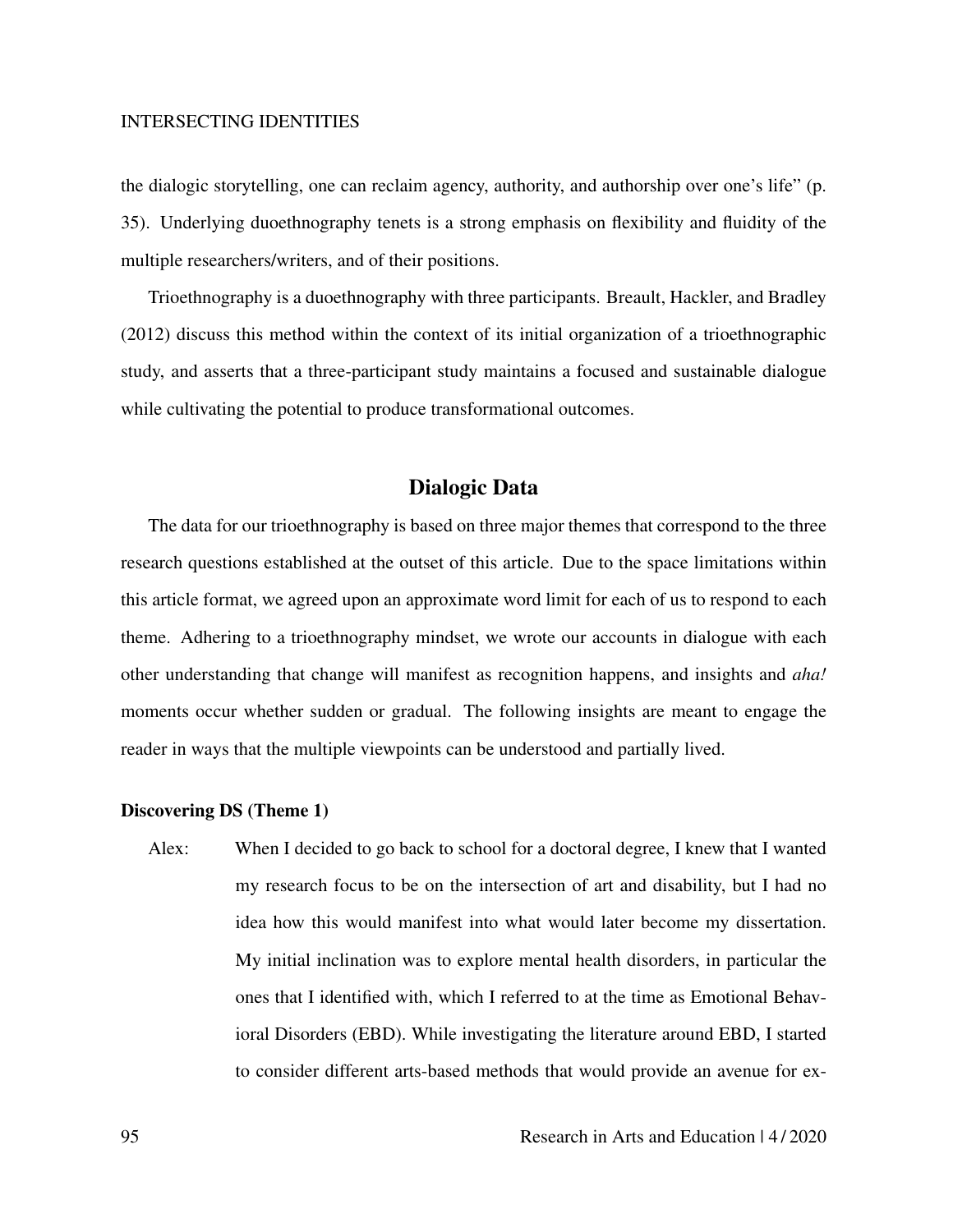the dialogic storytelling, one can reclaim agency, authority, and authorship over one's life" (p. 35). Underlying duoethnography tenets is a strong emphasis on flexibility and fluidity of the multiple researchers/writers, and of their positions.

Trioethnography is a duoethnography with three participants. Breault, Hackler, and Bradley (2012) discuss this method within the context of its initial organization of a trioethnographic study, and asserts that a three-participant study maintains a focused and sustainable dialogue while cultivating the potential to produce transformational outcomes.

## Dialogic Data

The data for our trioethnography is based on three major themes that correspond to the three research questions established at the outset of this article. Due to the space limitations within this article format, we agreed upon an approximate word limit for each of us to respond to each theme. Adhering to a trioethnography mindset, we wrote our accounts in dialogue with each other understanding that change will manifest as recognition happens, and insights and *aha!* moments occur whether sudden or gradual. The following insights are meant to engage the reader in ways that the multiple viewpoints can be understood and partially lived.

### Discovering DS (Theme 1)

Alex: When I decided to go back to school for a doctoral degree, I knew that I wanted my research focus to be on the intersection of art and disability, but I had no idea how this would manifest into what would later become my dissertation. My initial inclination was to explore mental health disorders, in particular the ones that I identified with, which I referred to at the time as Emotional Behavioral Disorders (EBD). While investigating the literature around EBD, I started to consider different arts-based methods that would provide an avenue for ex-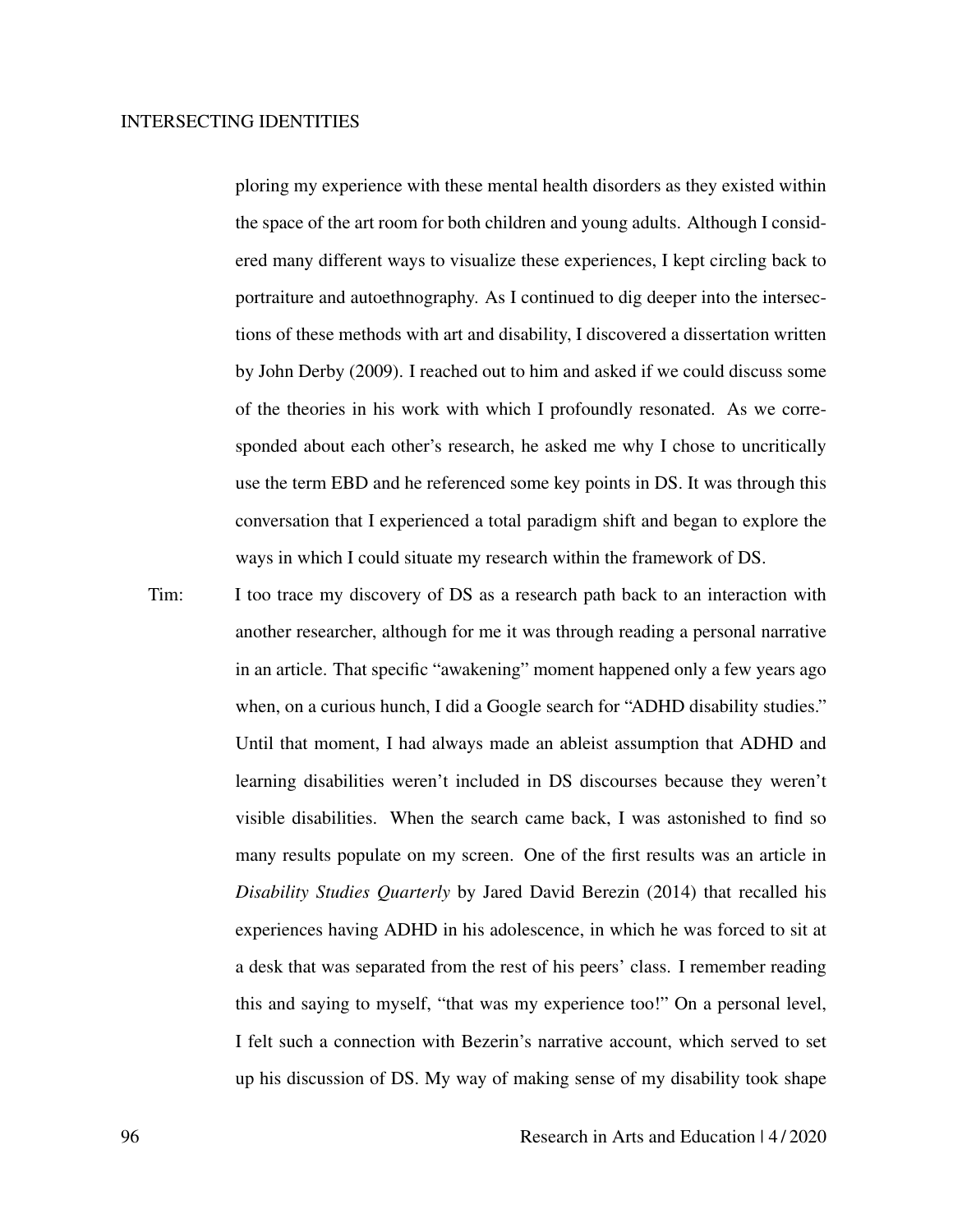ploring my experience with these mental health disorders as they existed within the space of the art room for both children and young adults. Although I considered many different ways to visualize these experiences, I kept circling back to portraiture and autoethnography. As I continued to dig deeper into the intersections of these methods with art and disability, I discovered a dissertation written by John Derby (2009). I reached out to him and asked if we could discuss some of the theories in his work with which I profoundly resonated. As we corresponded about each other's research, he asked me why I chose to uncritically use the term EBD and he referenced some key points in DS. It was through this conversation that I experienced a total paradigm shift and began to explore the ways in which I could situate my research within the framework of DS.

Tim: I too trace my discovery of DS as a research path back to an interaction with another researcher, although for me it was through reading a personal narrative in an article. That specific "awakening" moment happened only a few years ago when, on a curious hunch, I did a Google search for "ADHD disability studies." Until that moment, I had always made an ableist assumption that ADHD and learning disabilities weren't included in DS discourses because they weren't visible disabilities. When the search came back, I was astonished to find so many results populate on my screen. One of the first results was an article in *Disability Studies Quarterly* by Jared David Berezin (2014) that recalled his experiences having ADHD in his adolescence, in which he was forced to sit at a desk that was separated from the rest of his peers' class. I remember reading this and saying to myself, "that was my experience too!" On a personal level, I felt such a connection with Bezerin's narrative account, which served to set up his discussion of DS. My way of making sense of my disability took shape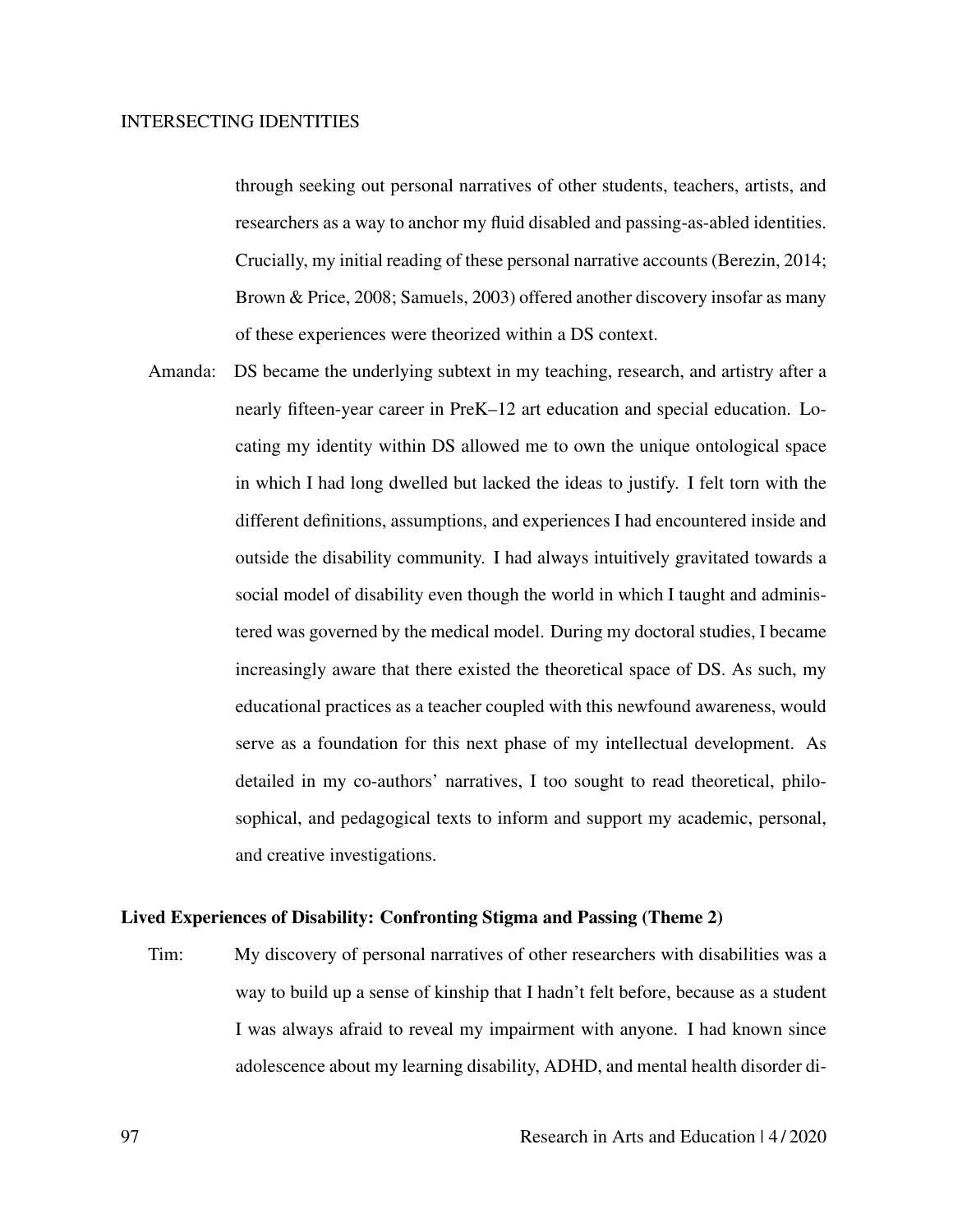through seeking out personal narratives of other students, teachers, artists, and researchers as a way to anchor my fluid disabled and passing-as-abled identities. Crucially, my initial reading of these personal narrative accounts (Berezin, 2014; Brown & Price, 2008; Samuels, 2003) offered another discovery insofar as many of these experiences were theorized within a DS context.

Amanda: DS became the underlying subtext in my teaching, research, and artistry after a nearly fifteen-year career in PreK–12 art education and special education. Locating my identity within DS allowed me to own the unique ontological space in which I had long dwelled but lacked the ideas to justify. I felt torn with the different definitions, assumptions, and experiences I had encountered inside and outside the disability community. I had always intuitively gravitated towards a social model of disability even though the world in which I taught and administered was governed by the medical model. During my doctoral studies, I became increasingly aware that there existed the theoretical space of DS. As such, my educational practices as a teacher coupled with this newfound awareness, would serve as a foundation for this next phase of my intellectual development. As detailed in my co-authors' narratives, I too sought to read theoretical, philosophical, and pedagogical texts to inform and support my academic, personal, and creative investigations.

### Lived Experiences of Disability: Confronting Stigma and Passing (Theme 2)

Tim: My discovery of personal narratives of other researchers with disabilities was a way to build up a sense of kinship that I hadn't felt before, because as a student I was always afraid to reveal my impairment with anyone. I had known since adolescence about my learning disability, ADHD, and mental health disorder di-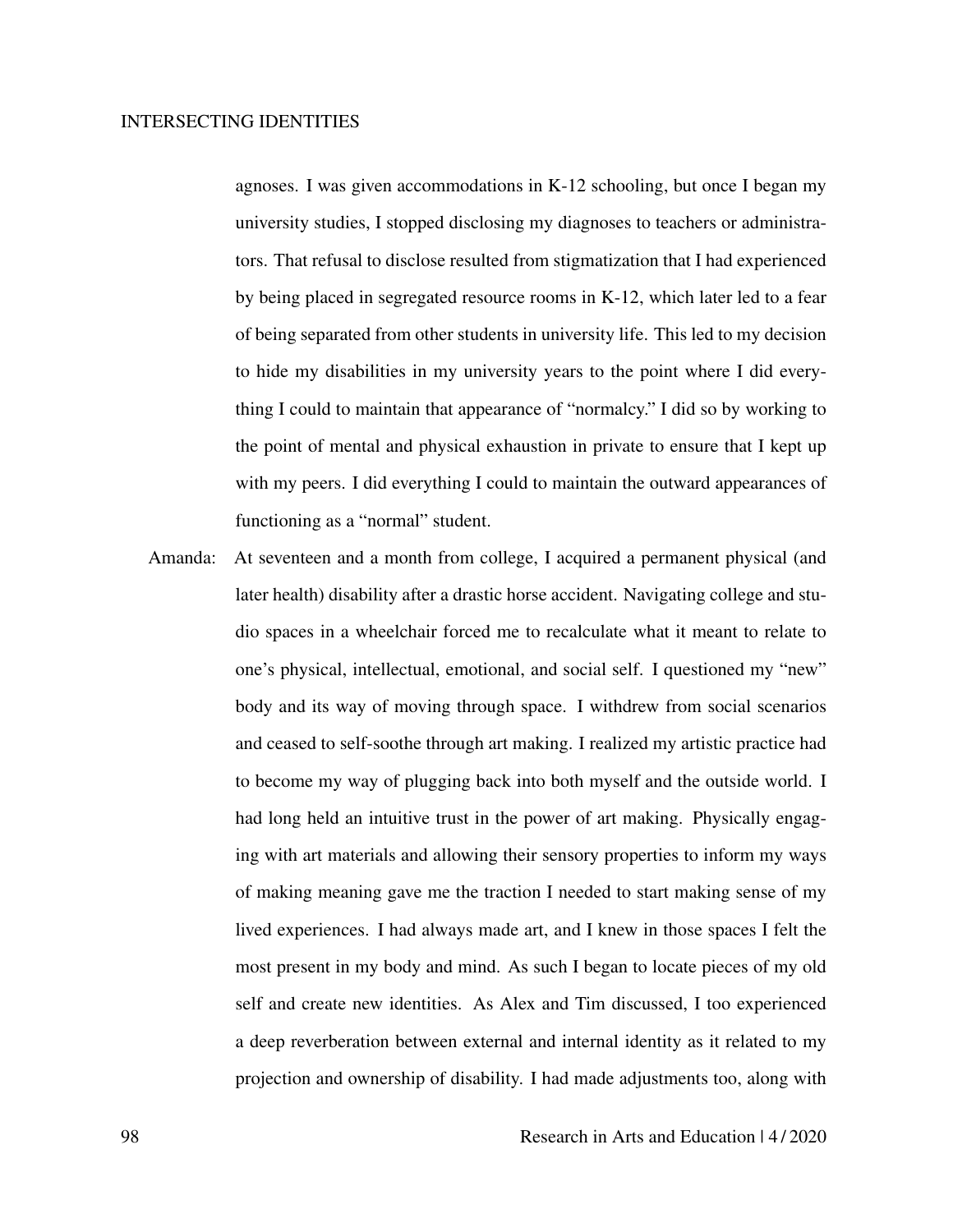agnoses. I was given accommodations in K-12 schooling, but once I began my university studies, I stopped disclosing my diagnoses to teachers or administrators. That refusal to disclose resulted from stigmatization that I had experienced by being placed in segregated resource rooms in K-12, which later led to a fear of being separated from other students in university life. This led to my decision to hide my disabilities in my university years to the point where I did everything I could to maintain that appearance of "normalcy." I did so by working to the point of mental and physical exhaustion in private to ensure that I kept up with my peers. I did everything I could to maintain the outward appearances of functioning as a "normal" student.

Amanda: At seventeen and a month from college, I acquired a permanent physical (and later health) disability after a drastic horse accident. Navigating college and studio spaces in a wheelchair forced me to recalculate what it meant to relate to one's physical, intellectual, emotional, and social self. I questioned my "new" body and its way of moving through space. I withdrew from social scenarios and ceased to self-soothe through art making. I realized my artistic practice had to become my way of plugging back into both myself and the outside world. I had long held an intuitive trust in the power of art making. Physically engaging with art materials and allowing their sensory properties to inform my ways of making meaning gave me the traction I needed to start making sense of my lived experiences. I had always made art, and I knew in those spaces I felt the most present in my body and mind. As such I began to locate pieces of my old self and create new identities. As Alex and Tim discussed, I too experienced a deep reverberation between external and internal identity as it related to my projection and ownership of disability. I had made adjustments too, along with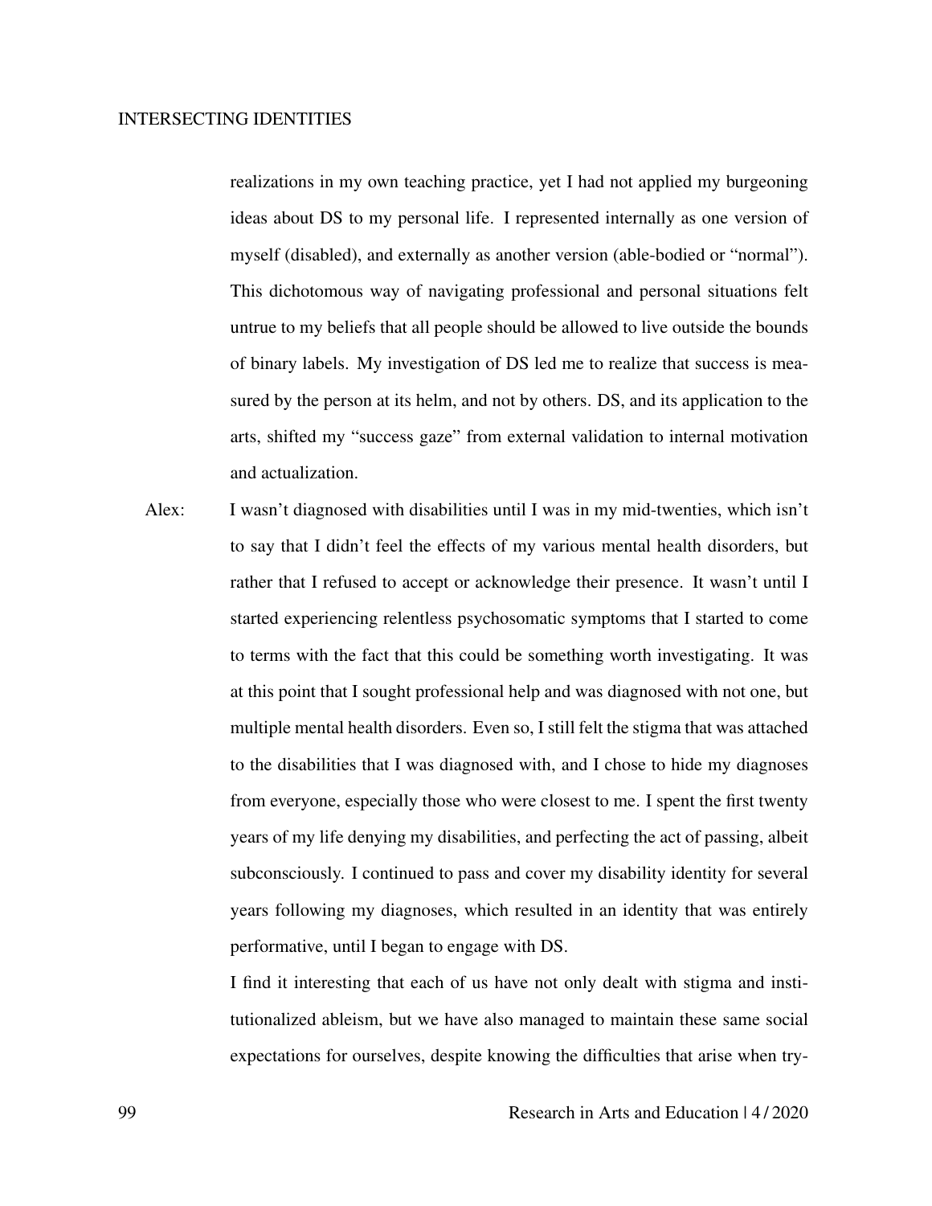realizations in my own teaching practice, yet I had not applied my burgeoning ideas about DS to my personal life. I represented internally as one version of myself (disabled), and externally as another version (able-bodied or "normal"). This dichotomous way of navigating professional and personal situations felt untrue to my beliefs that all people should be allowed to live outside the bounds of binary labels. My investigation of DS led me to realize that success is measured by the person at its helm, and not by others. DS, and its application to the arts, shifted my "success gaze" from external validation to internal motivation and actualization.

Alex: I wasn't diagnosed with disabilities until I was in my mid-twenties, which isn't to say that I didn't feel the effects of my various mental health disorders, but rather that I refused to accept or acknowledge their presence. It wasn't until I started experiencing relentless psychosomatic symptoms that I started to come to terms with the fact that this could be something worth investigating. It was at this point that I sought professional help and was diagnosed with not one, but multiple mental health disorders. Even so, I still felt the stigma that was attached to the disabilities that I was diagnosed with, and I chose to hide my diagnoses from everyone, especially those who were closest to me. I spent the first twenty years of my life denying my disabilities, and perfecting the act of passing, albeit subconsciously. I continued to pass and cover my disability identity for several years following my diagnoses, which resulted in an identity that was entirely performative, until I began to engage with DS.

I find it interesting that each of us have not only dealt with stigma and institutionalized ableism, but we have also managed to maintain these same social expectations for ourselves, despite knowing the difficulties that arise when try-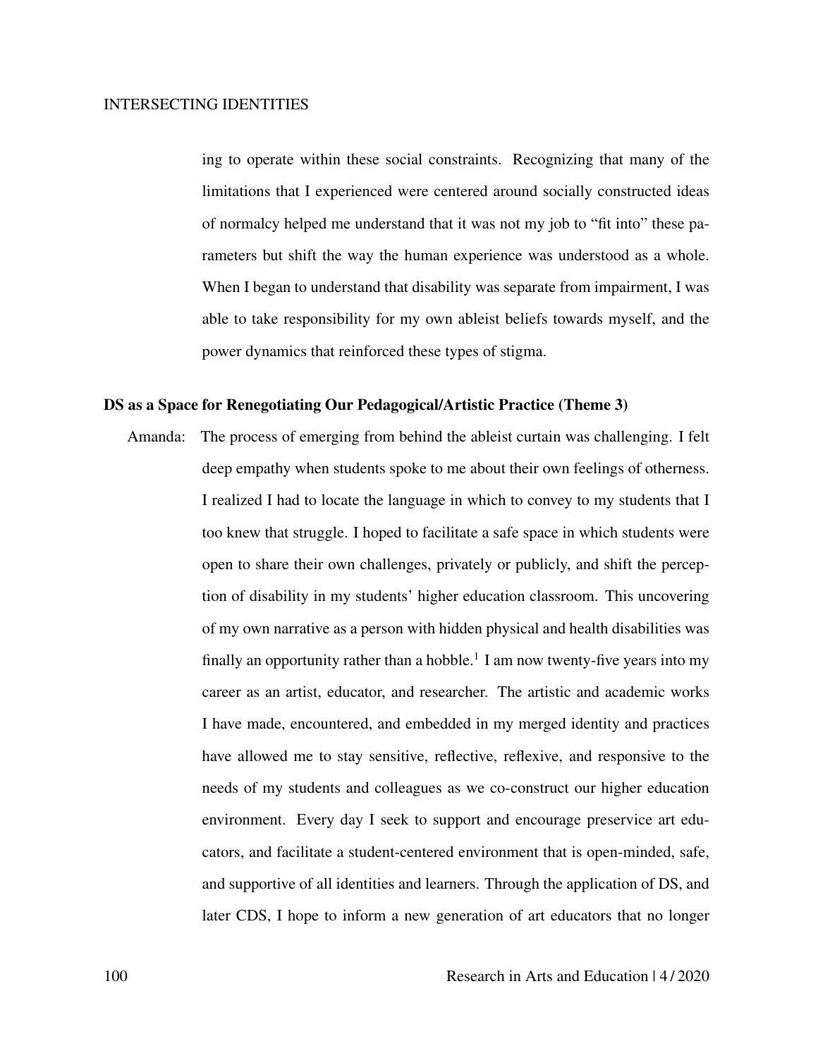ing to operate within these social constraints. Recognizing that many of the limitations that I experienced were centered around socially constructed ideas of normalcy helped me understand that it was not my job to "fit into" these parameters but shift the way the human experience was understood as a whole. When I began to understand that disability was separate from impairment, I was able to take responsibility for my own ableist beliefs towards myself, and the power dynamics that reinforced these types of stigma.

### DS as a Space for Renegotiating Our Pedagogical/Artistic Practice (Theme 3)

Amanda: The process of emerging from behind the ableist curtain was challenging. I felt deep empathy when students spoke to me about their own feelings of otherness. I realized I had to locate the language in which to convey to my students that I too knew that struggle. I hoped to facilitate a safe space in which students were open to share their own challenges, privately or publicly, and shift the perception of disability in my students' higher education classroom. This uncovering of my own narrative as a person with hidden physical and health disabilities was finally an opportunity rather than a hobble.[1] I am now twenty-five years into my career as an artist, educator, and researcher. The artistic and academic works I have made, encountered, and embedded in my merged identity and practices have allowed me to stay sensitive, reflective, reflexive, and responsive to the needs of my students and colleagues as we co-construct our higher education environment. Every day I seek to support and encourage preservice art educators, and facilitate a student-centered environment that is open-minded, safe, and supportive of all identities and learners. Through the application of DS, and later CDS, I hope to inform a new generation of art educators that no longer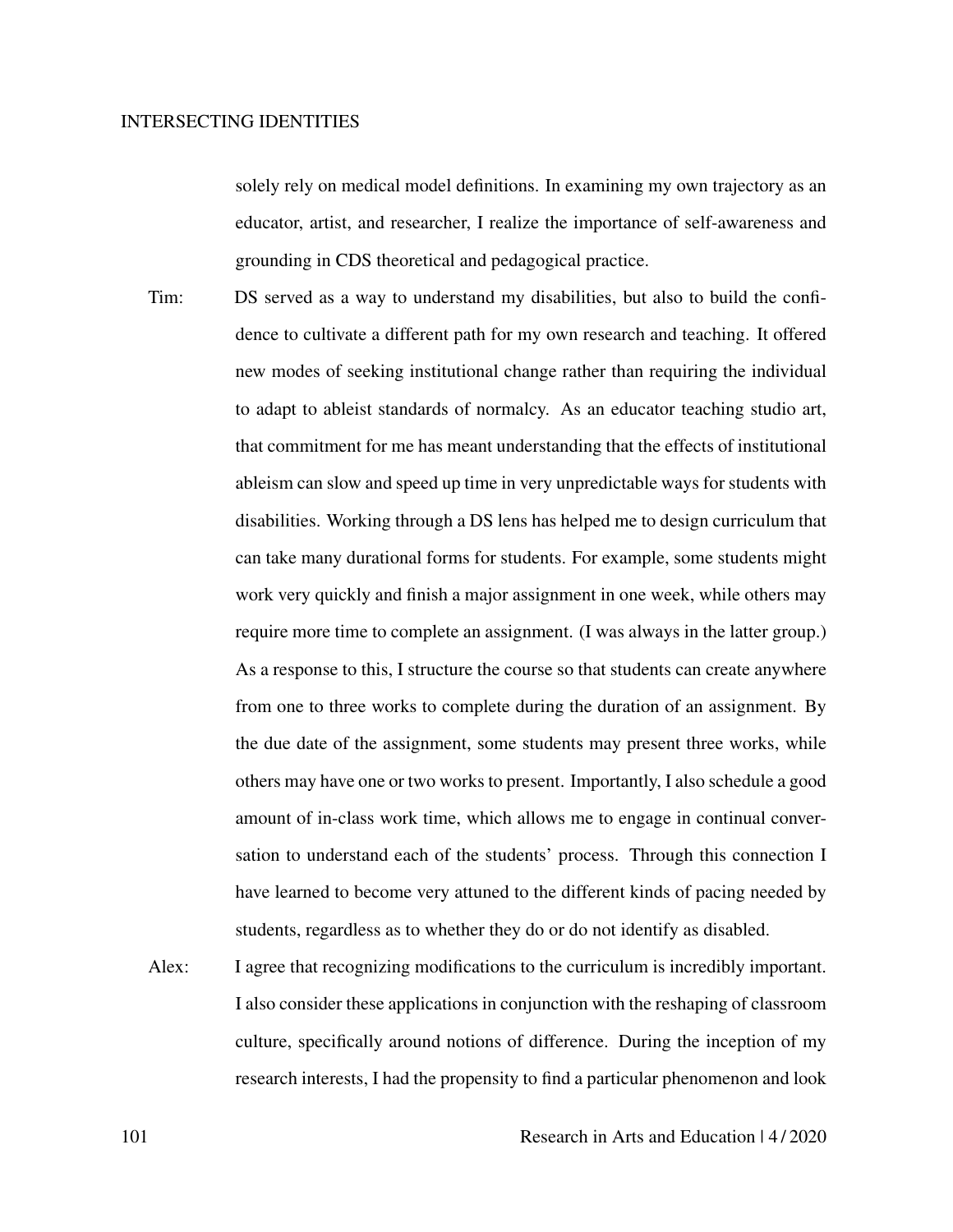solely rely on medical model definitions. In examining my own trajectory as an educator, artist, and researcher, I realize the importance of self-awareness and grounding in CDS theoretical and pedagogical practice.

Tim: DS served as a way to understand my disabilities, but also to build the confidence to cultivate a different path for my own research and teaching. It offered new modes of seeking institutional change rather than requiring the individual to adapt to ableist standards of normalcy. As an educator teaching studio art, that commitment for me has meant understanding that the effects of institutional ableism can slow and speed up time in very unpredictable ways for students with disabilities. Working through a DS lens has helped me to design curriculum that can take many durational forms for students. For example, some students might work very quickly and finish a major assignment in one week, while others may require more time to complete an assignment. (I was always in the latter group.) As a response to this, I structure the course so that students can create anywhere from one to three works to complete during the duration of an assignment. By the due date of the assignment, some students may present three works, while others may have one or two works to present. Importantly, I also schedule a good amount of in-class work time, which allows me to engage in continual conversation to understand each of the students' process. Through this connection I have learned to become very attuned to the different kinds of pacing needed by students, regardless as to whether they do or do not identify as disabled.

Alex: I agree that recognizing modifications to the curriculum is incredibly important. I also consider these applications in conjunction with the reshaping of classroom culture, specifically around notions of difference. During the inception of my research interests, I had the propensity to find a particular phenomenon and look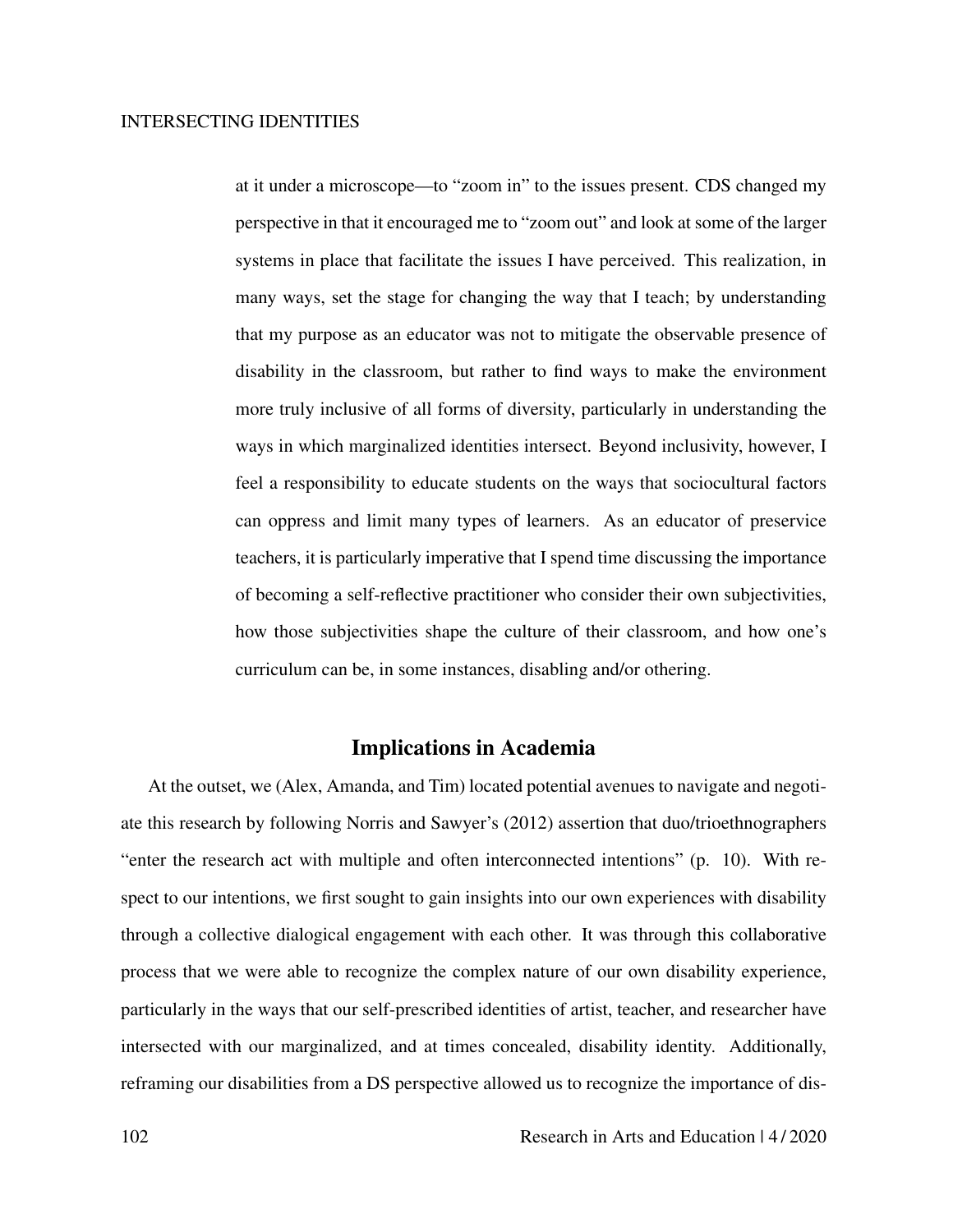at it under a microscope—to "zoom in" to the issues present. CDS changed my perspective in that it encouraged me to "zoom out" and look at some of the larger systems in place that facilitate the issues I have perceived. This realization, in many ways, set the stage for changing the way that I teach; by understanding that my purpose as an educator was not to mitigate the observable presence of disability in the classroom, but rather to find ways to make the environment more truly inclusive of all forms of diversity, particularly in understanding the ways in which marginalized identities intersect. Beyond inclusivity, however, I feel a responsibility to educate students on the ways that sociocultural factors can oppress and limit many types of learners. As an educator of preservice teachers, it is particularly imperative that I spend time discussing the importance of becoming a self-reflective practitioner who consider their own subjectivities, how those subjectivities shape the culture of their classroom, and how one's curriculum can be, in some instances, disabling and/or othering.

## Implications in Academia

At the outset, we (Alex, Amanda, and Tim) located potential avenues to navigate and negotiate this research by following Norris and Sawyer's (2012) assertion that duo/trioethnographers "enter the research act with multiple and often interconnected intentions" (p. 10). With respect to our intentions, we first sought to gain insights into our own experiences with disability through a collective dialogical engagement with each other. It was through this collaborative process that we were able to recognize the complex nature of our own disability experience, particularly in the ways that our self-prescribed identities of artist, teacher, and researcher have intersected with our marginalized, and at times concealed, disability identity. Additionally, reframing our disabilities from a DS perspective allowed us to recognize the importance of dis-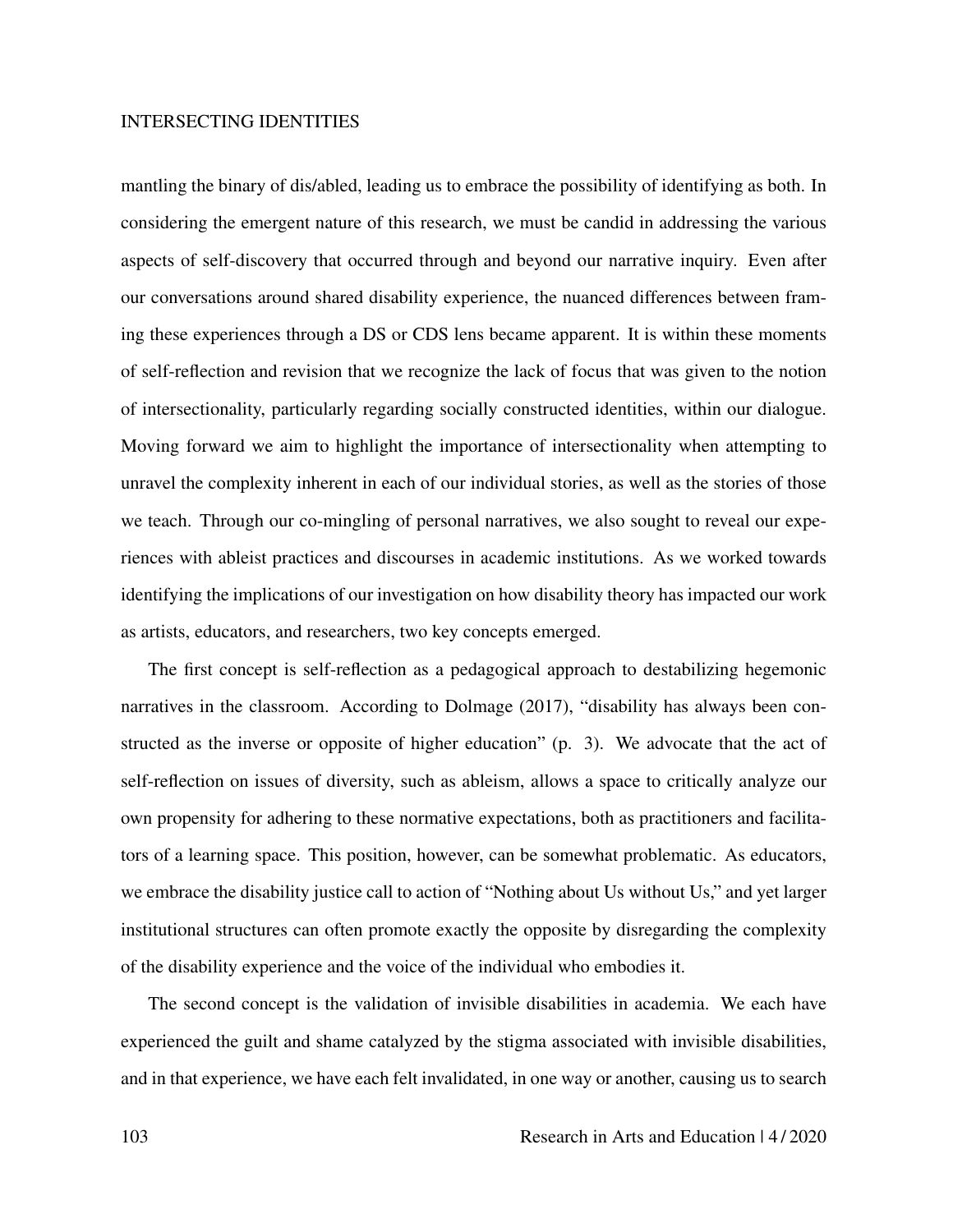mantling the binary of dis/abled, leading us to embrace the possibility of identifying as both. In considering the emergent nature of this research, we must be candid in addressing the various aspects of self-discovery that occurred through and beyond our narrative inquiry. Even after our conversations around shared disability experience, the nuanced differences between framing these experiences through a DS or CDS lens became apparent. It is within these moments of self-reflection and revision that we recognize the lack of focus that was given to the notion of intersectionality, particularly regarding socially constructed identities, within our dialogue. Moving forward we aim to highlight the importance of intersectionality when attempting to unravel the complexity inherent in each of our individual stories, as well as the stories of those we teach. Through our co-mingling of personal narratives, we also sought to reveal our experiences with ableist practices and discourses in academic institutions. As we worked towards identifying the implications of our investigation on how disability theory has impacted our work as artists, educators, and researchers, two key concepts emerged.

The first concept is self-reflection as a pedagogical approach to destabilizing hegemonic narratives in the classroom. According to Dolmage (2017), "disability has always been constructed as the inverse or opposite of higher education" (p. 3). We advocate that the act of self-reflection on issues of diversity, such as ableism, allows a space to critically analyze our own propensity for adhering to these normative expectations, both as practitioners and facilitators of a learning space. This position, however, can be somewhat problematic. As educators, we embrace the disability justice call to action of "Nothing about Us without Us," and yet larger institutional structures can often promote exactly the opposite by disregarding the complexity of the disability experience and the voice of the individual who embodies it.

The second concept is the validation of invisible disabilities in academia. We each have experienced the guilt and shame catalyzed by the stigma associated with invisible disabilities, and in that experience, we have each felt invalidated, in one way or another, causing us to search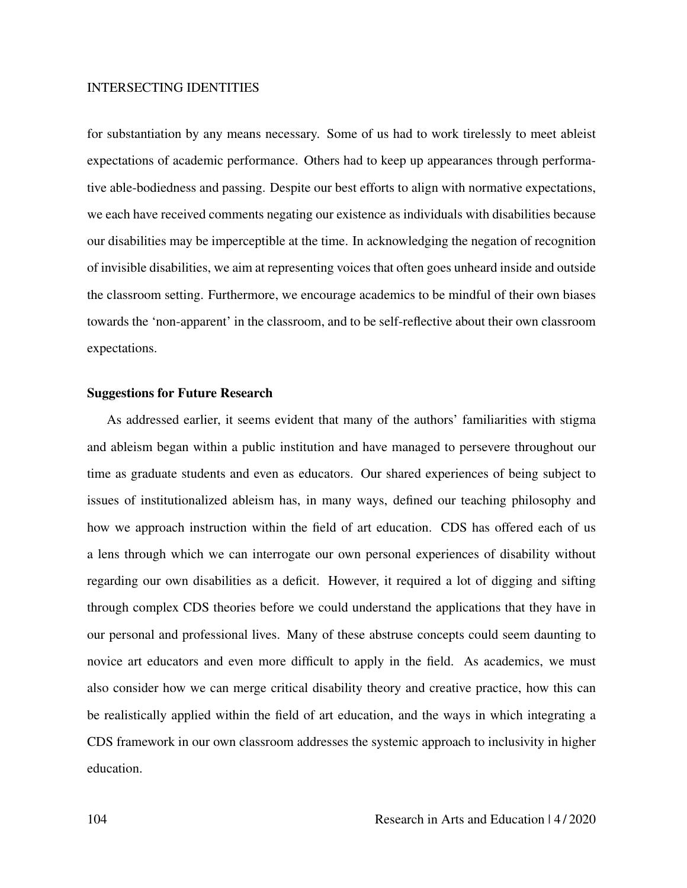for substantiation by any means necessary. Some of us had to work tirelessly to meet ableist expectations of academic performance. Others had to keep up appearances through performative able-bodiedness and passing. Despite our best efforts to align with normative expectations, we each have received comments negating our existence as individuals with disabilities because our disabilities may be imperceptible at the time. In acknowledging the negation of recognition of invisible disabilities, we aim at representing voices that often goes unheard inside and outside the classroom setting. Furthermore, we encourage academics to be mindful of their own biases towards the 'non-apparent' in the classroom, and to be self-reflective about their own classroom expectations.

### Suggestions for Future Research

As addressed earlier, it seems evident that many of the authors' familiarities with stigma and ableism began within a public institution and have managed to persevere throughout our time as graduate students and even as educators. Our shared experiences of being subject to issues of institutionalized ableism has, in many ways, defined our teaching philosophy and how we approach instruction within the field of art education. CDS has offered each of us a lens through which we can interrogate our own personal experiences of disability without regarding our own disabilities as a deficit. However, it required a lot of digging and sifting through complex CDS theories before we could understand the applications that they have in our personal and professional lives. Many of these abstruse concepts could seem daunting to novice art educators and even more difficult to apply in the field. As academics, we must also consider how we can merge critical disability theory and creative practice, how this can be realistically applied within the field of art education, and the ways in which integrating a CDS framework in our own classroom addresses the systemic approach to inclusivity in higher education.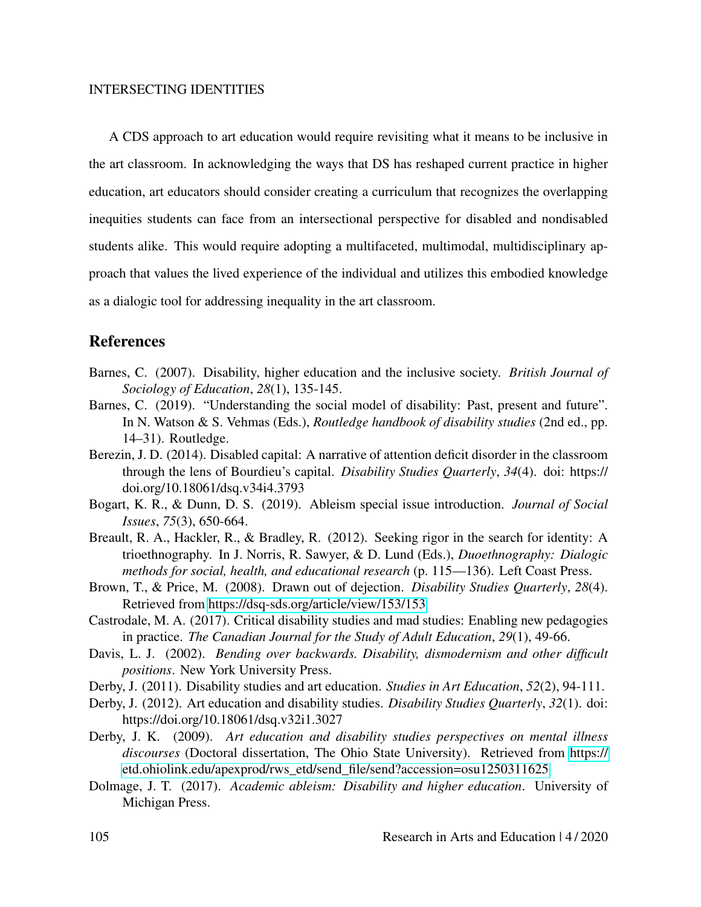A CDS approach to art education would require revisiting what it means to be inclusive in the art classroom. In acknowledging the ways that DS has reshaped current practice in higher education, art educators should consider creating a curriculum that recognizes the overlapping inequities students can face from an intersectional perspective for disabled and nondisabled students alike. This would require adopting a multifaceted, multimodal, multidisciplinary approach that values the lived experience of the individual and utilizes this embodied knowledge as a dialogic tool for addressing inequality in the art classroom.

## References

Barnes, C. (2007). Disability, higher education and the inclusive society. *British Journal of Sociology of Education*, *28*(1), 135-145.

Barnes, C. (2019). "Understanding the social model of disability: Past, present and future". In N. Watson & S. Vehmas (Eds.), *Routledge handbook of disability studies* (2nd ed., pp. 14–31). Routledge.

Berezin, J. D. (2014). Disabled capital: A narrative of attention deficit disorder in the classroom through the lens of Bourdieu's capital. *Disability Studies Quarterly*, *34*(4). doi: https://doi.org/10.18061/dsq.v34i4.3793

Bogart, K. R., & Dunn, D. S. (2019). Ableism special issue introduction. *Journal of Social Issues*, *75*(3), 650-664.

Breault, R. A., Hackler, R., & Bradley, R. (2012). Seeking rigor in the search for identity: A trioethnography. In J. Norris, R. Sawyer, & D. Lund (Eds.), *Duoethnography: Dialogic methods for social, health, and educational research* (p. 115—136). Left Coast Press.

Brown, T., & Price, M. (2008). Drawn out of dejection. *Disability Studies Quarterly*, *28*(4). Retrieved from https://dsq-sds.org/article/view/153/153

Castrodale, M. A. (2017). Critical disability studies and mad studies: Enabling new pedagogies in practice. *The Canadian Journal for the Study of Adult Education*, *29*(1), 49-66.

Davis, L. J. (2002). *Bending over backwards. Disability, dismodernism and other difficult positions*. New York University Press.

Derby, J. (2011). Disability studies and art education. *Studies in Art Education*, *52*(2), 94-111.

Derby, J. (2012). Art education and disability studies. *Disability Studies Quarterly*, *32*(1). doi: https://doi.org/10.18061/dsq.v32i1.3027

Derby, J. K. (2009). *Art education and disability studies perspectives on mental illness discourses* (Doctoral dissertation, The Ohio State University). Retrieved from https://etd.ohiolink.edu/apexprod/rws_etd/send_file/send?accession=osu1250311625

Dolmage, J. T. (2017). *Academic ableism: Disability and higher education*. University of Michigan Press.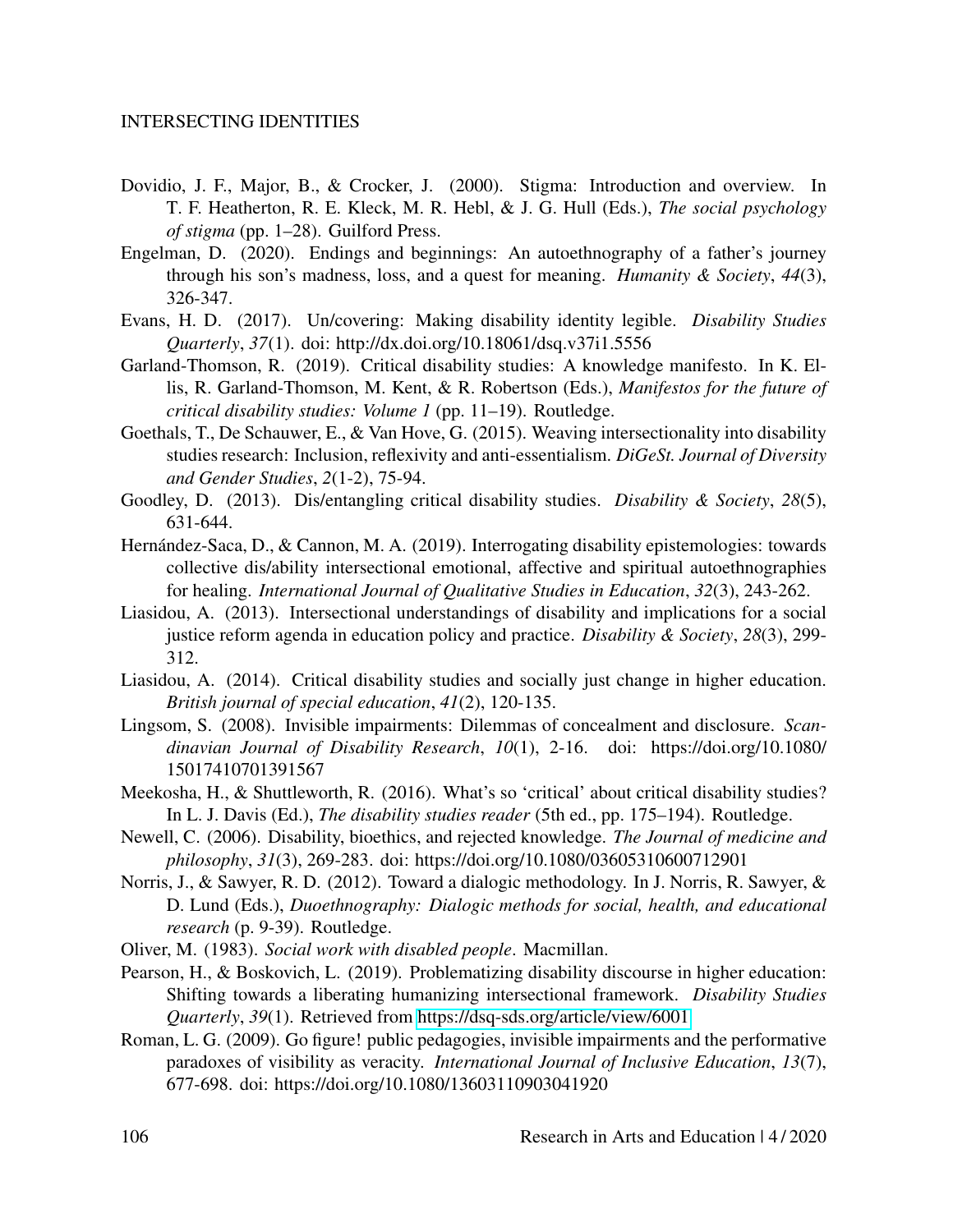Dovidio, J. F., Major, B., & Crocker, J. (2000). Stigma: Introduction and overview. In T. F. Heatherton, R. E. Kleck, M. R. Hebl, & J. G. Hull (Eds.), *The social psychology of stigma* (pp. 1–28). Guilford Press.

Engelman, D. (2020). Endings and beginnings: An autoethnography of a father's journey through his son's madness, loss, and a quest for meaning. *Humanity & Society*, *44*(3), 326-347.

Evans, H. D. (2017). Un/covering: Making disability identity legible. *Disability Studies Quarterly*, *37*(1). doi: http://dx.doi.org/10.18061/dsq.v37i1.5556

Garland-Thomson, R. (2019). Critical disability studies: A knowledge manifesto. In K. Ellis, R. Garland-Thomson, M. Kent, & R. Robertson (Eds.), *Manifestos for the future of critical disability studies: Volume 1* (pp. 11–19). Routledge.

Goethals, T., De Schauwer, E., & Van Hove, G. (2015). Weaving intersectionality into disability studies research: Inclusion, reflexivity and anti-essentialism. *DiGeSt. Journal of Diversity and Gender Studies*, *2*(1-2), 75-94.

Goodley, D. (2013). Dis/entangling critical disability studies. *Disability & Society*, *28*(5), 631-644.

Hernández-Saca, D., & Cannon, M. A. (2019). Interrogating disability epistemologies: towards collective dis/ability intersectional emotional, affective and spiritual autoethnographies for healing. *International Journal of Qualitative Studies in Education*, *32*(3), 243-262.

Liasidou, A. (2013). Intersectional understandings of disability and implications for a social justice reform agenda in education policy and practice. *Disability & Society*, *28*(3), 299-312.

Liasidou, A. (2014). Critical disability studies and socially just change in higher education. *British journal of special education*, *41*(2), 120-135.

Lingsom, S. (2008). Invisible impairments: Dilemmas of concealment and disclosure. *Scandinavian Journal of Disability Research*, *10*(1), 2-16. doi: https://doi.org/10.1080/15017410701391567

Meekosha, H., & Shuttleworth, R. (2016). What's so 'critical' about critical disability studies? In L. J. Davis (Ed.), *The disability studies reader* (5th ed., pp. 175–194). Routledge.

Newell, C. (2006). Disability, bioethics, and rejected knowledge. *The Journal of medicine and philosophy*, *31*(3), 269-283. doi: https://doi.org/10.1080/03605310600712901

Norris, J., & Sawyer, R. D. (2012). Toward a dialogic methodology. In J. Norris, R. Sawyer, & D. Lund (Eds.), *Duoethnography: Dialogic methods for social, health, and educational research* (p. 9-39). Routledge.

Oliver, M. (1983). *Social work with disabled people*. Macmillan.

Pearson, H., & Boskovich, L. (2019). Problematizing disability discourse in higher education: Shifting towards a liberating humanizing intersectional framework. *Disability Studies Quarterly*, *39*(1). Retrieved from https://dsq-sds.org/article/view/6001

Roman, L. G. (2009). Go figure! public pedagogies, invisible impairments and the performative paradoxes of visibility as veracity. *International Journal of Inclusive Education*, *13*(7), 677-698. doi: https://doi.org/10.1080/13603110903041920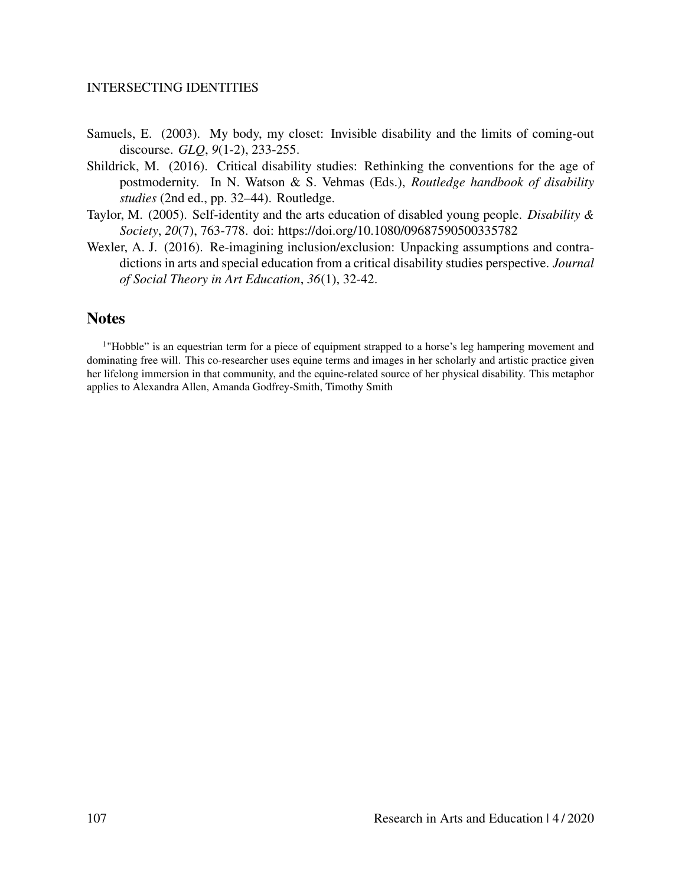Samuels, E. (2003). My body, my closet: Invisible disability and the limits of coming-out discourse. *GLQ*, *9*(1-2), 233-255.

Shildrick, M. (2016). Critical disability studies: Rethinking the conventions for the age of postmodernity. In N. Watson & S. Vehmas (Eds.), *Routledge handbook of disability studies* (2nd ed., pp. 32–44). Routledge.

Taylor, M. (2005). Self-identity and the arts education of disabled young people. *Disability & Society*, *20*(7), 763-778. doi: https://doi.org/10.1080/09687590500335782

Wexler, A. J. (2016). Re-imagining inclusion/exclusion: Unpacking assumptions and contradictions in arts and special education from a critical disability studies perspective. *Journal of Social Theory in Art Education*, *36*(1), 32-42.

## Notes

[1]"Hobble" is an equestrian term for a piece of equipment strapped to a horse's leg hampering movement and dominating free will. This co-researcher uses equine terms and images in her scholarly and artistic practice given her lifelong immersion in that community, and the equine-related source of her physical disability. This metaphor applies to Alexandra Allen, Amanda Godfrey-Smith, Timothy Smith